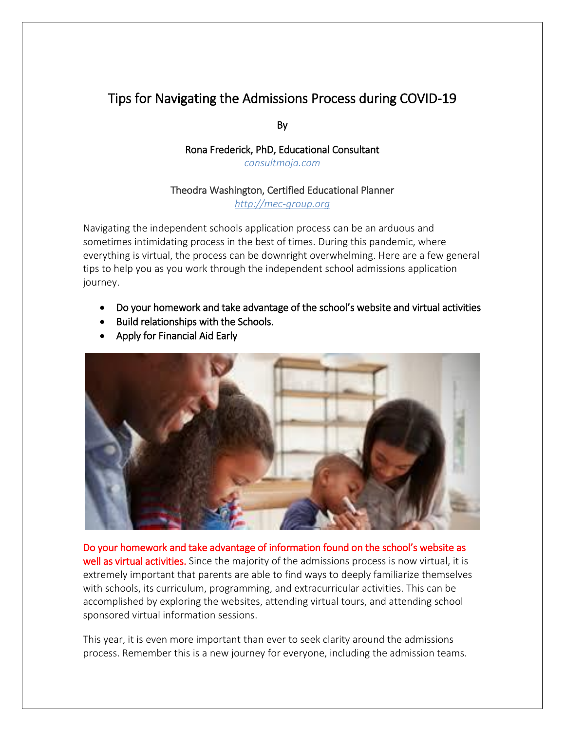# Tips for Navigating the Admissions Process during COVID-19

By

Rona Frederick, PhD, Educational Consultant
*consultmoja.com*

Theodra Washington, Certified Educational Planner
*http://mec-group.org*

Navigating the independent schools application process can be an arduous and sometimes intimidating process in the best of times. During this pandemic, where everything is virtual, the process can be downright overwhelming. Here are a few general tips to help you as you work through the independent school admissions application journey.

- Do your homework and take advantage of the school's website and virtual activities
- Build relationships with the Schools.
- Apply for Financial Aid Early

**Do your homework and take advantage of information found on the school's website as well as virtual activities.** Since the majority of the admissions process is now virtual, it is extremely important that parents are able to find ways to deeply familiarize themselves with schools, its curriculum, programming, and extracurricular activities. This can be accomplished by exploring the websites, attending virtual tours, and attending school sponsored virtual information sessions.

This year, it is even more important than ever to seek clarity around the admissions process. Remember this is a new journey for everyone, including the admission teams.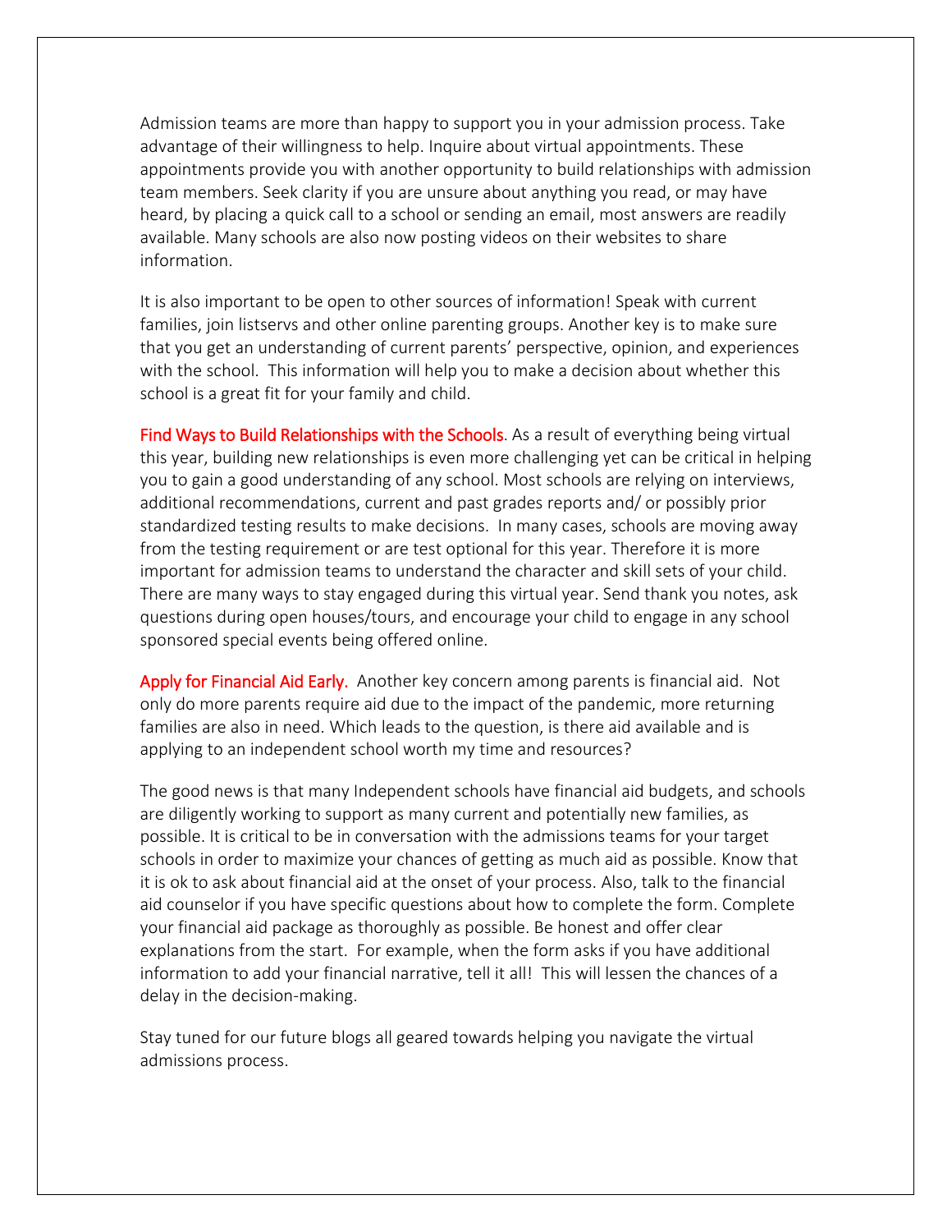Admission teams are more than happy to support you in your admission process. Take advantage of their willingness to help. Inquire about virtual appointments. These appointments provide you with another opportunity to build relationships with admission team members. Seek clarity if you are unsure about anything you read, or may have heard, by placing a quick call to a school or sending an email, most answers are readily available. Many schools are also now posting videos on their websites to share information.

It is also important to be open to other sources of information! Speak with current families, join listservs and other online parenting groups. Another key is to make sure that you get an understanding of current parents' perspective, opinion, and experiences with the school. This information will help you to make a decision about whether this school is a great fit for your family and child.

**Find Ways to Build Relationships with the Schools**. As a result of everything being virtual this year, building new relationships is even more challenging yet can be critical in helping you to gain a good understanding of any school. Most schools are relying on interviews, additional recommendations, current and past grades reports and/ or possibly prior standardized testing results to make decisions. In many cases, schools are moving away from the testing requirement or are test optional for this year. Therefore it is more important for admission teams to understand the character and skill sets of your child. There are many ways to stay engaged during this virtual year. Send thank you notes, ask questions during open houses/tours, and encourage your child to engage in any school sponsored special events being offered online.

**Apply for Financial Aid Early.** Another key concern among parents is financial aid. Not only do more parents require aid due to the impact of the pandemic, more returning families are also in need. Which leads to the question, is there aid available and is applying to an independent school worth my time and resources?

The good news is that many Independent schools have financial aid budgets, and schools are diligently working to support as many current and potentially new families, as possible. It is critical to be in conversation with the admissions teams for your target schools in order to maximize your chances of getting as much aid as possible. Know that it is ok to ask about financial aid at the onset of your process. Also, talk to the financial aid counselor if you have specific questions about how to complete the form. Complete your financial aid package as thoroughly as possible. Be honest and offer clear explanations from the start. For example, when the form asks if you have additional information to add your financial narrative, tell it all! This will lessen the chances of a delay in the decision-making.

Stay tuned for our future blogs all geared towards helping you navigate the virtual admissions process.